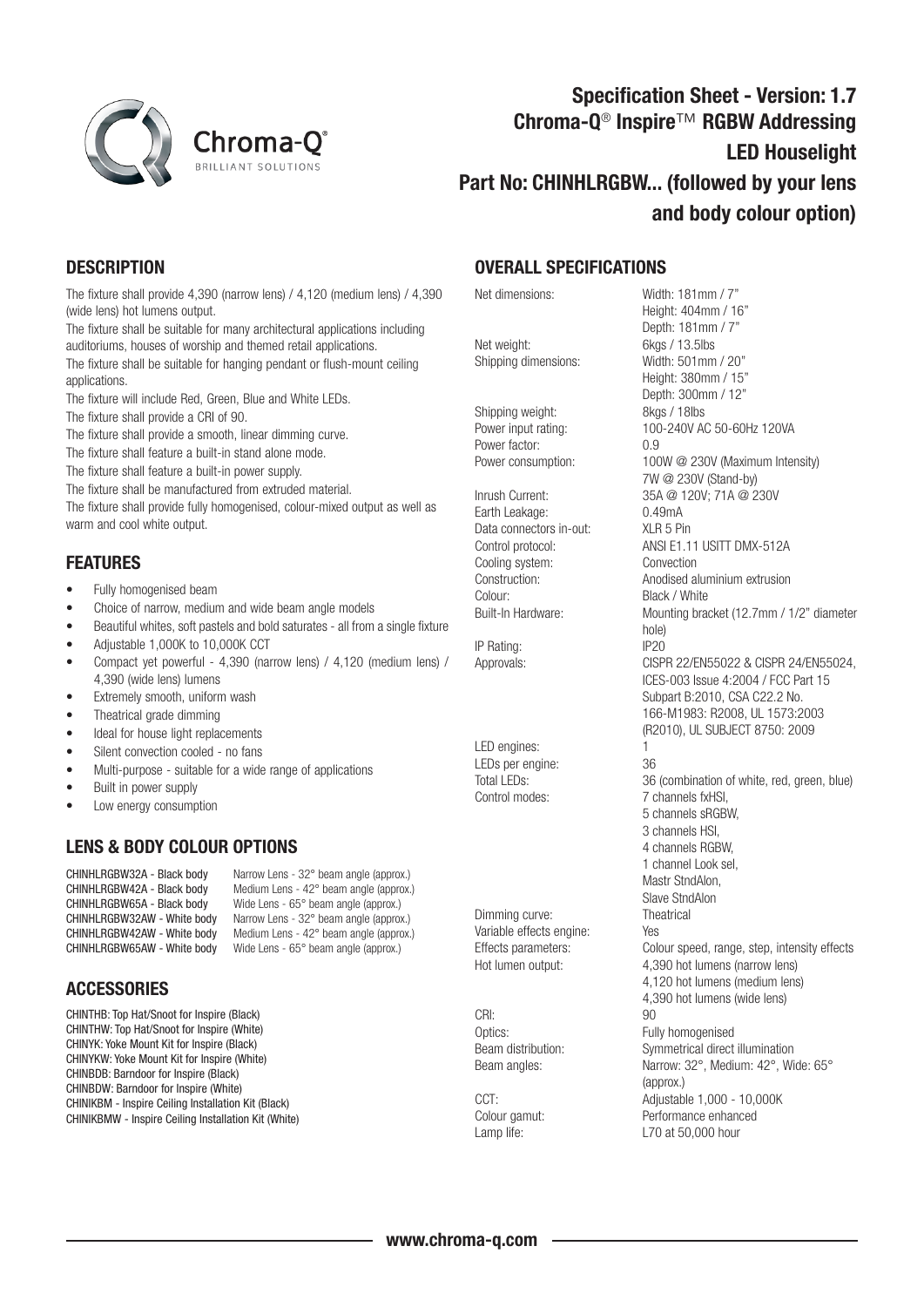# Specification Sheet - Version: 1.7
# Chroma-Q® Inspire™ RGBW Addressing LED Houselight
# Part No: CHINHLRGBW... (followed by your lens and body colour option)

## DESCRIPTION

The fixture shall provide 4,390 (narrow lens) / 4,120 (medium lens) / 4,390 (wide lens) hot lumens output.

The fixture shall be suitable for many architectural applications including auditoriums, houses of worship and themed retail applications.

The fixture shall be suitable for hanging pendant or flush-mount ceiling applications.

The fixture will include Red, Green, Blue and White LEDs.

The fixture shall provide a CRI of 90.

The fixture shall provide a smooth, linear dimming curve.

The fixture shall feature a built-in stand alone mode.

The fixture shall feature a built-in power supply.

The fixture shall be manufactured from extruded material.

The fixture shall provide fully homogenised, colour-mixed output as well as warm and cool white output.

## FEATURES

- Fully homogenised beam
- Choice of narrow, medium and wide beam angle models
- Beautiful whites, soft pastels and bold saturates - all from a single fixture
- Adjustable 1,000K to 10,000K CCT
- Compact yet powerful - 4,390 (narrow lens) / 4,120 (medium lens) / 4,390 (wide lens) lumens
- Extremely smooth, uniform wash
- Theatrical grade dimming
- Ideal for house light replacements
- Silent convection cooled - no fans
- Multi-purpose - suitable for a wide range of applications
- Built in power supply
- Low energy consumption

## LENS & BODY COLOUR OPTIONS

| | |
|---|---|
| CHINHLRGBW32A - Black body | Narrow Lens - 32° beam angle (approx.) |
| CHINHLRGBW42A - Black body | Medium Lens - 42° beam angle (approx.) |
| CHINHLRGBW65A - Black body | Wide Lens - 65° beam angle (approx.) |
| CHINHLRGBW32AW - White body | Narrow Lens - 32° beam angle (approx.) |
| CHINHLRGBW42AW - White body | Medium Lens - 42° beam angle (approx.) |
| CHINHLRGBW65AW - White body | Wide Lens - 65° beam angle (approx.) |

## ACCESSORIES

CHINTHB: Top Hat/Snoot for Inspire (Black)
CHINTHW: Top Hat/Snoot for Inspire (White)
CHINYK: Yoke Mount Kit for Inspire (Black)
CHINYKW: Yoke Mount Kit for Inspire (White)
CHINBDB: Barndoor for Inspire (Black)
CHINBDW: Barndoor for Inspire (White)
CHINIKBM - Inspire Ceiling Installation Kit (Black)
CHINIKBMW - Inspire Ceiling Installation Kit (White)

## OVERALL SPECIFICATIONS

| | |
|---|---|
| Net dimensions: | Width: 181mm / 7"<br>Height: 404mm / 16"<br>Depth: 181mm / 7" |
| Net weight: | 6kgs / 13.5lbs |
| Shipping dimensions: | Width: 501mm / 20"<br>Height: 380mm / 15"<br>Depth: 300mm / 12" |
| Shipping weight: | 8kgs / 18lbs |
| Power input rating: | 100-240V AC 50-60Hz 120VA |
| Power factor: | 0.9 |
| Power consumption: | 100W @ 230V (Maximum Intensity)<br>7W @ 230V (Stand-by) |
| Inrush Current: | 35A @ 120V; 71A @ 230V |
| Earth Leakage: | 0.49mA |
| Data connectors in-out: | XLR 5 Pin |
| Control protocol: | ANSI E1.11 USITT DMX-512A |
| Cooling system: | Convection |
| Construction: | Anodised aluminium extrusion |
| Colour: | Black / White |
| Built-In Hardware: | Mounting bracket (12.7mm / 1/2" diameter hole) |
| IP Rating: | IP20 |
| Approvals: | CISPR 22/EN55022 & CISPR 24/EN55024, ICES-003 Issue 4:2004 / FCC Part 15 Subpart B:2010, CSA C22.2 No. 166-M1983: R2008, UL 1573:2003 (R2010), UL SUBJECT 8750: 2009 |
| LED engines: | 1 |
| LEDs per engine: | 36 |
| Total LEDs: | 36 (combination of white, red, green, blue) |
| Control modes: | 7 channels fxHSI,<br>5 channels sRGBW,<br>3 channels HSI,<br>4 channels RGBW,<br>1 channel Look sel,<br>Mastr StndAlon,<br>Slave StndAlon |
| Dimming curve: | Theatrical |
| Variable effects engine: | Yes |
| Effects parameters: | Colour speed, range, step, intensity effects |
| Hot lumen output: | 4,390 hot lumens (narrow lens)<br>4,120 hot lumens (medium lens)<br>4,390 hot lumens (wide lens) |
| CRI: | 90 |
| Optics: | Fully homogenised |
| Beam distribution: | Symmetrical direct illumination |
| Beam angles: | Narrow: 32°, Medium: 42°, Wide: 65° (approx.) |
| CCT: | Adjustable 1,000 - 10,000K |
| Colour gamut: | Performance enhanced |
| Lamp life: | L70 at 50,000 hour |

www.chroma-q.com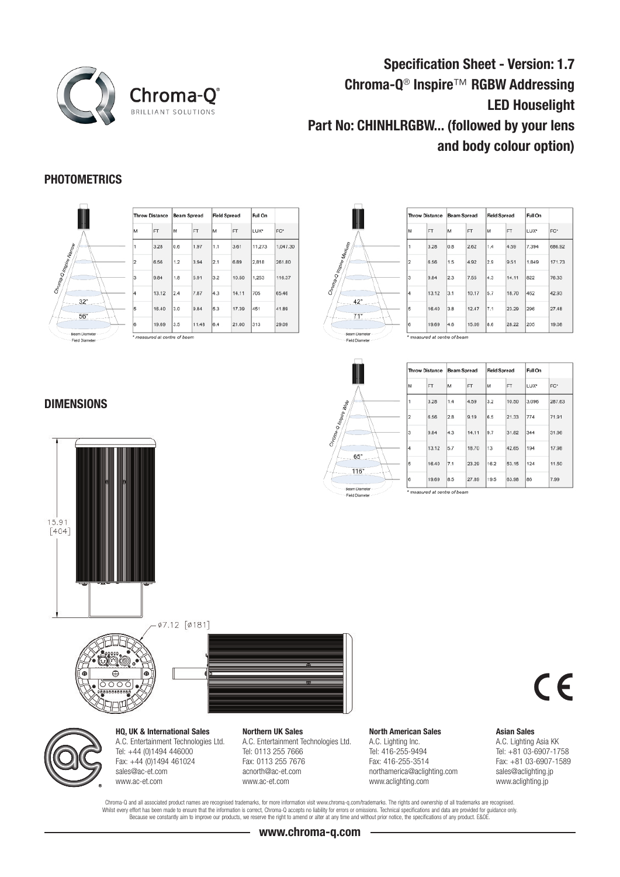## Specification Sheet - Version: 1.7
## Chroma-Q® Inspire™ RGBW Addressing LED Houselight
## Part No: CHINHLRGBW... (followed by your lens and body colour option)

### PHOTOMETRICS

Chroma-Q Inspire Narrow

32°
56°
Beam Diameter
Field Diameter

| Throw Distance | | Beam Spread | | Field Spread | | Full On | |
|---|---|---|---|---|---|---|---|
| M | FT | M | FT | M | FT | LUX* | FC* |
| 1 | 3.28 | 0.6 | 1.97 | 1.1 | 3.61 | 11,273 | 1,047.30 |
| 2 | 6.56 | 1.2 | 3.94 | 2.1 | 6.89 | 2,818 | 261.80 |
| 3 | 9.84 | 1.8 | 5.91 | 3.2 | 10.50 | 1,253 | 116.37 |
| 4 | 13.12 | 2.4 | 7.87 | 4.3 | 14.11 | 705 | 65.46 |
| 5 | 16.40 | 3.0 | 9.84 | 5.3 | 17.39 | 451 | 41.89 |
| 6 | 19.69 | 3.5 | 11.48 | 6.4 | 21.00 | 313 | 29.09 |

\* measured at centre of beam

Chroma-Q Inspire Medium

42°
71°
Beam Diameter
Field Diameter

| Throw Distance | | Beam Spread | | Field Spread | | Full On | |
|---|---|---|---|---|---|---|---|
| M | FT | M | FT | M | FT | LUX* | FC* |
| 1 | 3.28 | 0.8 | 2.62 | 1.4 | 4.59 | 7,394 | 686.92 |
| 2 | 6.56 | 1.5 | 4.92 | 2.9 | 9.51 | 1,849 | 171.73 |
| 3 | 9.84 | 2.3 | 7.55 | 4.3 | 14.11 | 822 | 76.33 |
| 4 | 13.12 | 3.1 | 10.17 | 5.7 | 18.70 | 462 | 42.93 |
| 5 | 16.40 | 3.8 | 12.47 | 7.1 | 23.29 | 296 | 27.48 |
| 6 | 19.69 | 4.6 | 15.09 | 8.6 | 28.22 | 205 | 19.08 |

\* measured at centre of beam

Chroma-Q Inspire Wide

65°
116°
Beam Diameter
Field Diameter

| Throw Distance | | Beam Spread | | Field Spread | | Full On | |
|---|---|---|---|---|---|---|---|
| M | FT | M | FT | M | FT | LUX* | FC* |
| 1 | 3.28 | 1.4 | 4.59 | 3.2 | 10.50 | 3,096 | 287.63 |
| 2 | 6.56 | 2.8 | 9.19 | 6.5 | 21.33 | 774 | 71.91 |
| 3 | 9.84 | 4.3 | 14.11 | 9.7 | 31.82 | 344 | 31.96 |
| 4 | 13.12 | 5.7 | 18.70 | 13 | 42.65 | 194 | 17.98 |
| 5 | 16.40 | 7.1 | 23.29 | 16.2 | 53.15 | 124 | 11.50 |
| 6 | 19.69 | 8.5 | 27.89 | 19.5 | 63.98 | 86 | 7.99 |

\* measured at centre of beam

### DIMENSIONS

15.91 [404]

ø7.12 [ø181]

**HQ, UK & International Sales**
A.C. Entertainment Technologies Ltd.
Tel: +44 (0)1494 446000
Fax: +44 (0)1494 461024
sales@ac-et.com
www.ac-et.com

**Northern UK Sales**
A.C. Entertainment Technologies Ltd.
Tel: 0113 255 7666
Fax: 0113 255 7676
acnorth@ac-et.com
www.ac-et.com

**North American Sales**
A.C. Lighting Inc.
Tel: 416-255-9494
Fax: 416-255-3514
northamerica@aclighting.com
www.aclighting.com

**Asian Sales**
A.C. Lighting Asia KK
Tel: +81 03-6907-1758
Fax: +81 03-6907-1589
sales@aclighting.jp
www.aclighting.jp

Chroma-Q and all associated product names are recognised trademarks, for more information visit www.chroma-q.com/trademarks. The rights and ownership of all trademarks are recognised. Whilst every effort has been made to ensure that the information is correct, Chroma-Q accepts no liability for errors or omissions. Technical specifications and data are provided for guidance only. Because we constantly aim to improve our products, we reserve the right to amend or alter at any time and without prior notice, the specifications of any product. E&OE.

**www.chroma-q.com**